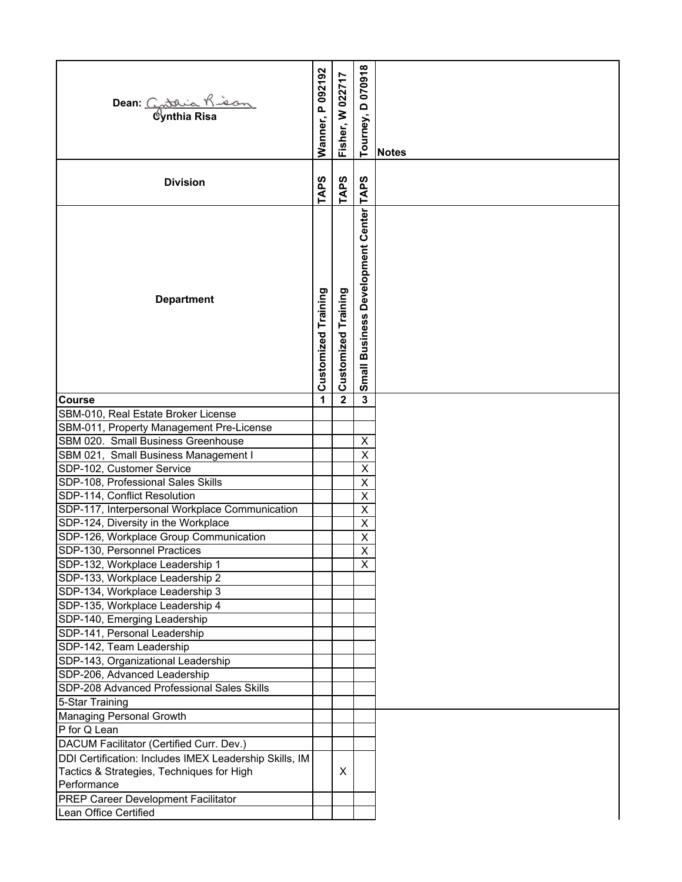| Dean: Cynthia Risa | Wanner, P 092192 | Fisher, W 022717 | Tourney, D 070918 | Notes |
|---|---|---|---|---|
| **Division** | TAPS | TAPS | TAPS | |
| **Department** | Customized Training | Customized Training | Small Business Development Center | |
| **Course** | 1 | 2 | 3 | |
| SBM-010, Real Estate Broker License | | | | |
| SBM-011, Property Management Pre-License | | | | |
| SBM 020. Small Business Greenhouse | | | X | |
| SBM 021, Small Business Management I | | | X | |
| SDP-102, Customer Service | | | X | |
| SDP-108, Professional Sales Skills | | | X | |
| SDP-114, Conflict Resolution | | | X | |
| SDP-117, Interpersonal Workplace Communication | | | X | |
| SDP-124, Diversity in the Workplace | | | X | |
| SDP-126, Workplace Group Communication | | | X | |
| SDP-130, Personnel Practices | | | X | |
| SDP-132, Workplace Leadership 1 | | | X | |
| SDP-133, Workplace Leadership 2 | | | | |
| SDP-134, Workplace Leadership 3 | | | | |
| SDP-135, Workplace Leadership 4 | | | | |
| SDP-140, Emerging Leadership | | | | |
| SDP-141, Personal Leadership | | | | |
| SDP-142, Team Leadership | | | | |
| SDP-143, Organizational Leadership | | | | |
| SDP-206, Advanced Leadership | | | | |
| SDP-208 Advanced Professional Sales Skills | | | | |
| 5-Star Training | | | | |
| Managing Personal Growth | | | | |
| P for Q Lean | | | | |
| DACUM Facilitator (Certified Curr. Dev.) | | | | |
| DDI Certification: Includes IMEX Leadership Skills, IM Tactics & Strategies, Techniques for High Performance | | X | | |
| PREP Career Development Facilitator | | | | |
| Lean Office Certified | | | | |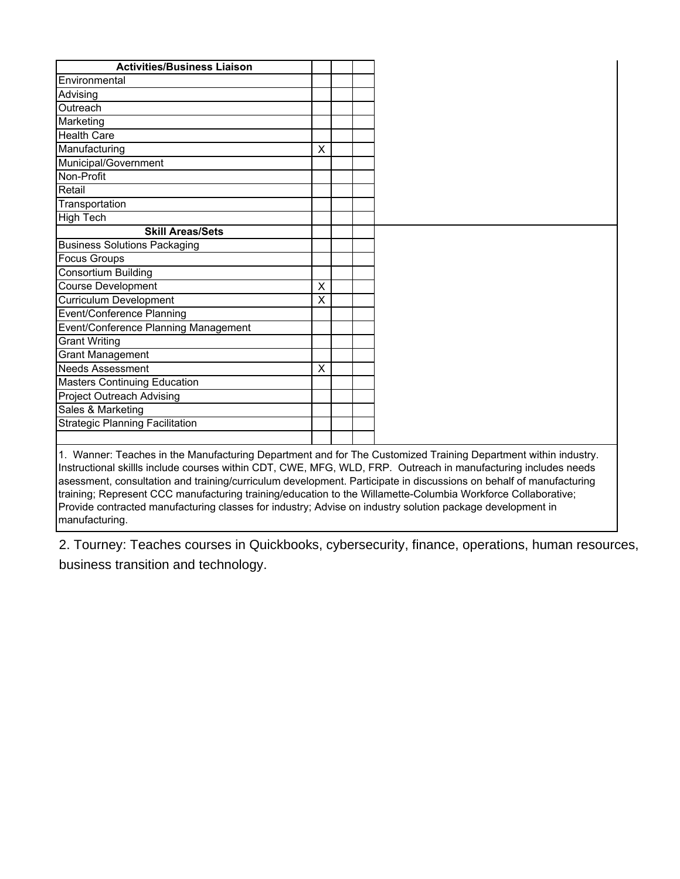| Activities/Business Liaison | | | | |
|---|---|---|---|---|
| Environmental | | | | |
| Advising | | | | |
| Outreach | | | | |
| Marketing | | | | |
| Health Care | | | | |
| Manufacturing | X | | | |
| Municipal/Government | | | | |
| Non-Profit | | | | |
| Retail | | | | |
| Transportation | | | | |
| High Tech | | | | |
| **Skill Areas/Sets** | | | | |
| Business Solutions Packaging | | | | |
| Focus Groups | | | | |
| Consortium Building | | | | |
| Course Development | X | | | |
| Curriculum Development | X | | | |
| Event/Conference Planning | | | | |
| Event/Conference Planning Management | | | | |
| Grant Writing | | | | |
| Grant Management | | | | |
| Needs Assessment | X | | | |
| Masters Continuing Education | | | | |
| Project Outreach Advising | | | | |
| Sales & Marketing | | | | |
| Strategic Planning Facilitation | | | | |
| | | | | |

1. Wanner: Teaches in the Manufacturing Department and for The Customized Training Department within industry. Instructional skillls include courses within CDT, CWE, MFG, WLD, FRP. Outreach in manufacturing includes needs asessment, consultation and training/curriculum development. Participate in discussions on behalf of manufacturing training; Represent CCC manufacturing training/education to the Willamette-Columbia Workforce Collaborative; Provide contracted manufacturing classes for industry; Advise on industry solution package development in manufacturing.

2. Tourney: Teaches courses in Quickbooks, cybersecurity, finance, operations, human resources, business transition and technology.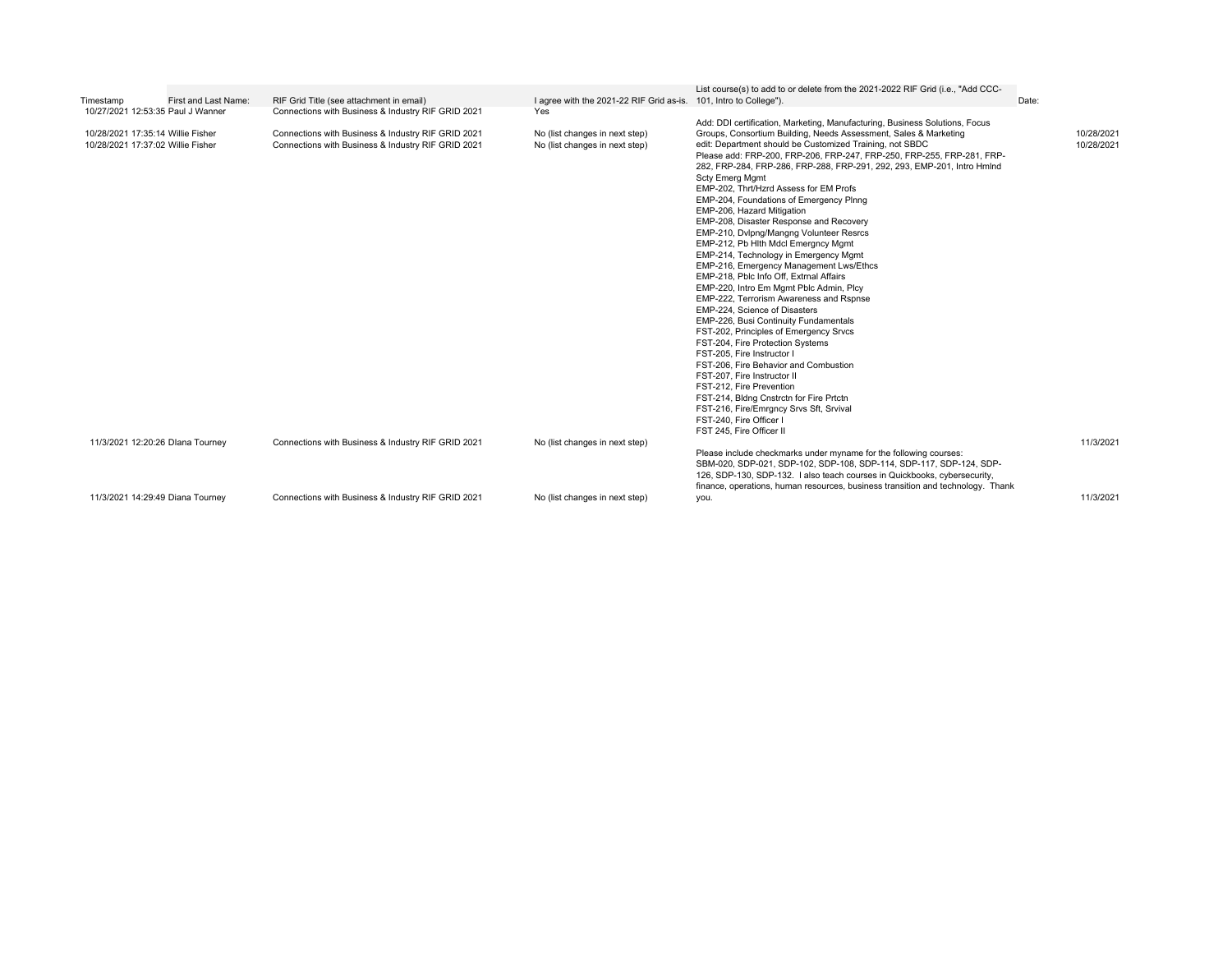| Timestamp | First and Last Name: | RIF Grid Title (see attachment in email) | I agree with the 2021-22 RIF Grid as-is. | List course(s) to add to or delete from the 2021-2022 RIF Grid (i.e., "Add CCC-101, Intro to College"). | Date: |
|---|---|---|---|---|---|
| 10/27/2021 12:53:35 | Paul J Wanner | Connections with Business & Industry RIF GRID 2021 | Yes | | |
| 10/28/2021 17:35:14 | Willie Fisher | Connections with Business & Industry RIF GRID 2021 | No (list changes in next step) | Add: DDI certification, Marketing, Manufacturing, Business Solutions, Focus Groups, Consortium Building, Needs Assessment, Sales & Marketing | 10/28/2021 |
| 10/28/2021 17:37:02 | Willie Fisher | Connections with Business & Industry RIF GRID 2021 | No (list changes in next step) | edit: Department should be Customized Training, not SBDC | 10/28/2021 |
| 11/3/2021 12:20:26 | Diana Tourney | Connections with Business & Industry RIF GRID 2021 | No (list changes in next step) | Please add: FRP-200, FRP-206, FRP-247, FRP-250, FRP-255, FRP-281, FRP-282, FRP-284, FRP-286, FRP-288, FRP-291, 292, 293, EMP-201, Intro Hmlnd Scty Emerg Mgmt<br>EMP-202, Thrt/Hzrd Assess for EM Profs<br>EMP-204, Foundations of Emergency Plnng<br>EMP-206, Hazard Mitigation<br>EMP-208, Disaster Response and Recovery<br>EMP-210, Dvlpng/Mangng Volunteer Resrcs<br>EMP-212, Pb Hlth Mdcl Emergncy Mgmt<br>EMP-214, Technology in Emergency Mgmt<br>EMP-216, Emergency Management Lws/Ethcs<br>EMP-218, Pblc Info Off, Extrnal Affairs<br>EMP-220, Intro Em Mgmt Pblc Admin, Plcy<br>EMP-222, Terrorism Awareness and Rspnse<br>EMP-224, Science of Disasters<br>EMP-226, Busi Continuity Fundamentals<br>FST-202, Principles of Emergency Srvcs<br>FST-204, Fire Protection Systems<br>FST-205, Fire Instructor I<br>FST-206, Fire Behavior and Combustion<br>FST-207, Fire Instructor II<br>FST-212, Fire Prevention<br>FST-214, Bldng Cnstrctn for Fire Prtctn<br>FST-216, Fire/Emrgncy Srvs Sft, Srvival<br>FST-240, Fire Officer I<br>FST 245, Fire Officer II | 11/3/2021 |
| 11/3/2021 14:29:49 | Diana Tourney | Connections with Business & Industry RIF GRID 2021 | No (list changes in next step) | Please include checkmarks under myname for the following courses: SBM-020, SDP-021, SDP-102, SDP-108, SDP-114, SDP-117, SDP-124, SDP-126, SDP-130, SDP-132. I also teach courses in Quickbooks, cybersecurity, finance, operations, human resources, business transition and technology. Thank you. | 11/3/2021 |